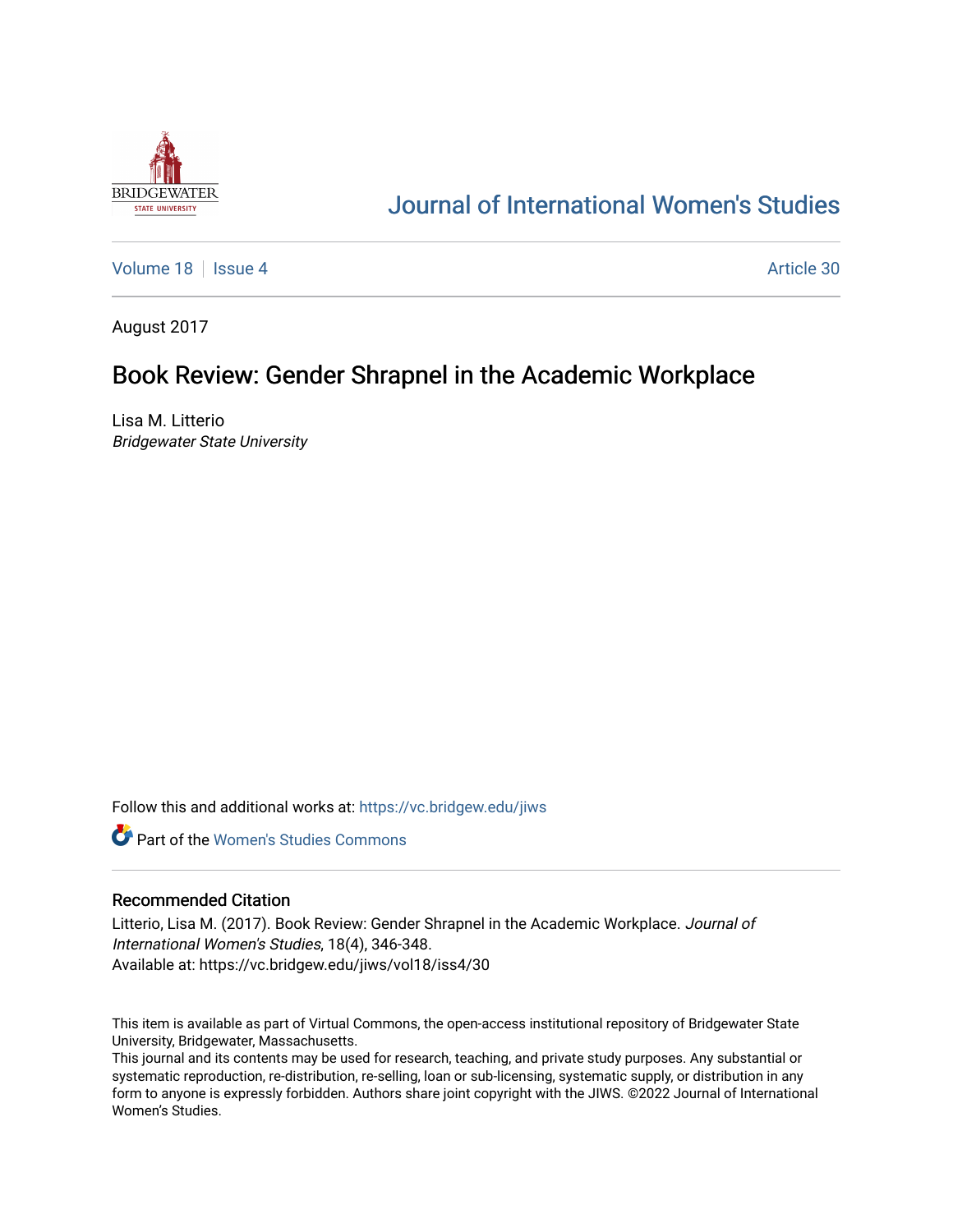Journal of International Women's Studies

Volume 18 | Issue 4 | Article 30

August 2017

# Book Review: Gender Shrapnel in the Academic Workplace

Lisa M. Litterio
*Bridgewater State University*

Follow this and additional works at: https://vc.bridgew.edu/jiws

Part of the Women's Studies Commons

## Recommended Citation

Litterio, Lisa M. (2017). Book Review: Gender Shrapnel in the Academic Workplace. *Journal of International Women's Studies*, 18(4), 346-348.
Available at: https://vc.bridgew.edu/jiws/vol18/iss4/30

This item is available as part of Virtual Commons, the open-access institutional repository of Bridgewater State University, Bridgewater, Massachusetts.
This journal and its contents may be used for research, teaching, and private study purposes. Any substantial or systematic reproduction, re-distribution, re-selling, loan or sub-licensing, systematic supply, or distribution in any form to anyone is expressly forbidden. Authors share joint copyright with the JIWS. ©2022 Journal of International Women's Studies.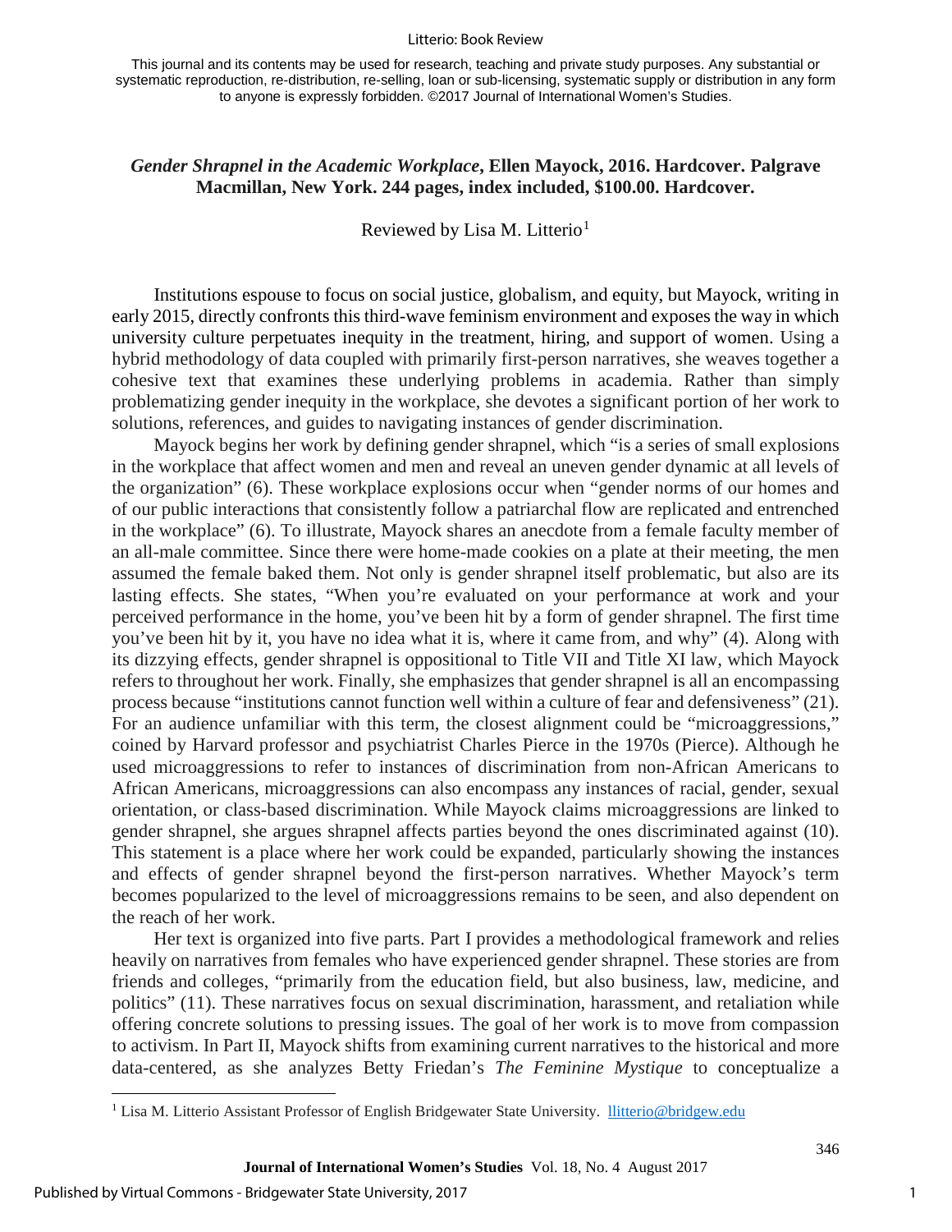This journal and its contents may be used for research, teaching and private study purposes. Any substantial or systematic reproduction, re-distribution, re-selling, loan or sub-licensing, systematic supply or distribution in any form to anyone is expressly forbidden. ©2017 Journal of International Women's Studies.

## *Gender Shrapnel in the Academic Workplace*, Ellen Mayock, 2016. Hardcover. Palgrave Macmillan, New York. 244 pages, index included, $100.00. Hardcover.

Reviewed by Lisa M. Litterio[1]

Institutions espouse to focus on social justice, globalism, and equity, but Mayock, writing in early 2015, directly confronts this third-wave feminism environment and exposes the way in which university culture perpetuates inequity in the treatment, hiring, and support of women. Using a hybrid methodology of data coupled with primarily first-person narratives, she weaves together a cohesive text that examines these underlying problems in academia. Rather than simply problematizing gender inequity in the workplace, she devotes a significant portion of her work to solutions, references, and guides to navigating instances of gender discrimination.

Mayock begins her work by defining gender shrapnel, which "is a series of small explosions in the workplace that affect women and men and reveal an uneven gender dynamic at all levels of the organization" (6). These workplace explosions occur when "gender norms of our homes and of our public interactions that consistently follow a patriarchal flow are replicated and entrenched in the workplace" (6). To illustrate, Mayock shares an anecdote from a female faculty member of an all-male committee. Since there were home-made cookies on a plate at their meeting, the men assumed the female baked them. Not only is gender shrapnel itself problematic, but also are its lasting effects. She states, "When you're evaluated on your performance at work and your perceived performance in the home, you've been hit by a form of gender shrapnel. The first time you've been hit by it, you have no idea what it is, where it came from, and why" (4). Along with its dizzying effects, gender shrapnel is oppositional to Title VII and Title XI law, which Mayock refers to throughout her work. Finally, she emphasizes that gender shrapnel is all an encompassing process because "institutions cannot function well within a culture of fear and defensiveness" (21). For an audience unfamiliar with this term, the closest alignment could be "microaggressions," coined by Harvard professor and psychiatrist Charles Pierce in the 1970s (Pierce). Although he used microaggressions to refer to instances of discrimination from non-African Americans to African Americans, microaggressions can also encompass any instances of racial, gender, sexual orientation, or class-based discrimination. While Mayock claims microaggressions are linked to gender shrapnel, she argues shrapnel affects parties beyond the ones discriminated against (10). This statement is a place where her work could be expanded, particularly showing the instances and effects of gender shrapnel beyond the first-person narratives. Whether Mayock's term becomes popularized to the level of microaggressions remains to be seen, and also dependent on the reach of her work.

Her text is organized into five parts. Part I provides a methodological framework and relies heavily on narratives from females who have experienced gender shrapnel. These stories are from friends and colleges, "primarily from the education field, but also business, law, medicine, and politics" (11). These narratives focus on sexual discrimination, harassment, and retaliation while offering concrete solutions to pressing issues. The goal of her work is to move from compassion to activism. In Part II, Mayock shifts from examining current narratives to the historical and more data-centered, as she analyzes Betty Friedan's *The Feminine Mystique* to conceptualize a

[1] Lisa M. Litterio Assistant Professor of English Bridgewater State University. llitterio@bridgew.edu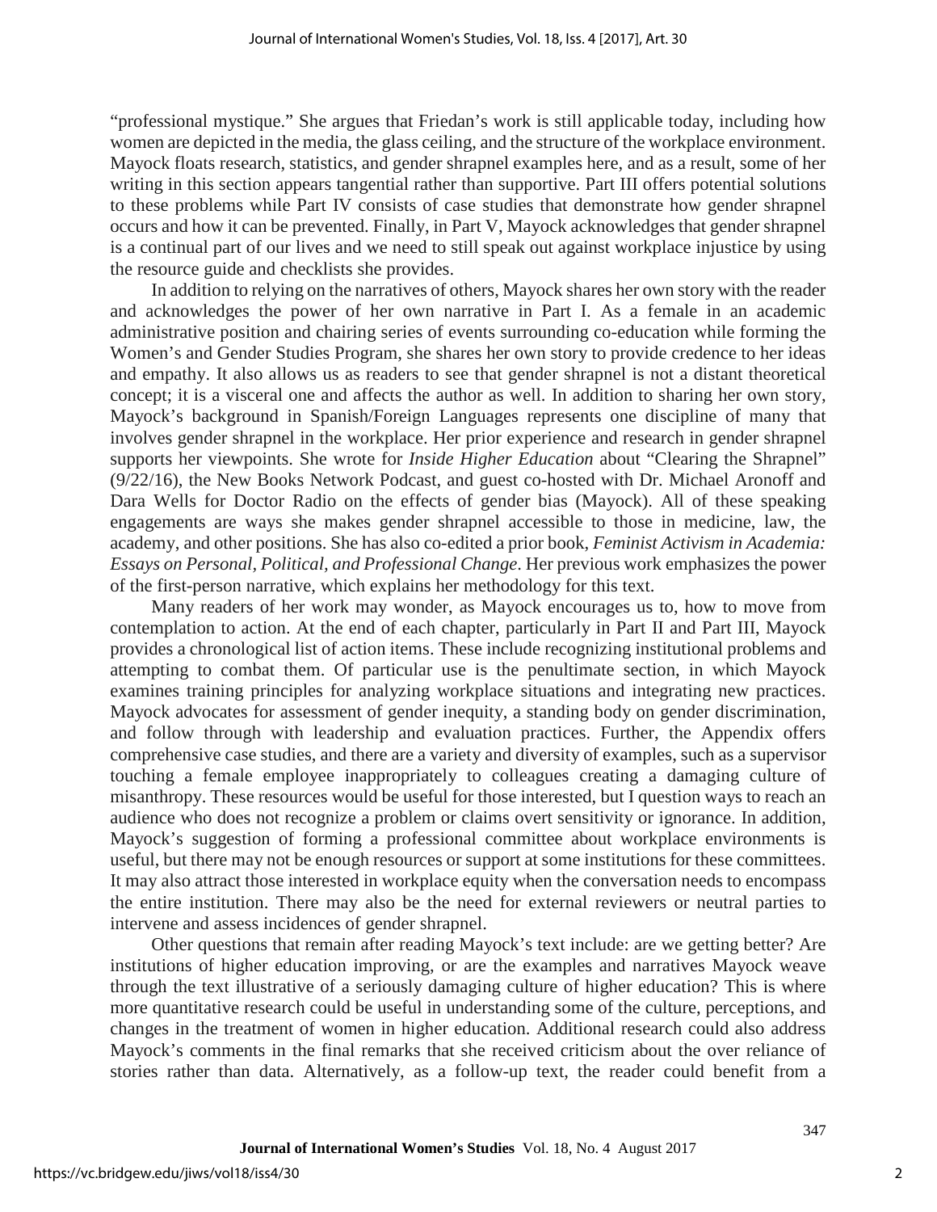"professional mystique." She argues that Friedan's work is still applicable today, including how women are depicted in the media, the glass ceiling, and the structure of the workplace environment. Mayock floats research, statistics, and gender shrapnel examples here, and as a result, some of her writing in this section appears tangential rather than supportive. Part III offers potential solutions to these problems while Part IV consists of case studies that demonstrate how gender shrapnel occurs and how it can be prevented. Finally, in Part V, Mayock acknowledges that gender shrapnel is a continual part of our lives and we need to still speak out against workplace injustice by using the resource guide and checklists she provides.

In addition to relying on the narratives of others, Mayock shares her own story with the reader and acknowledges the power of her own narrative in Part I. As a female in an academic administrative position and chairing series of events surrounding co-education while forming the Women's and Gender Studies Program, she shares her own story to provide credence to her ideas and empathy. It also allows us as readers to see that gender shrapnel is not a distant theoretical concept; it is a visceral one and affects the author as well. In addition to sharing her own story, Mayock's background in Spanish/Foreign Languages represents one discipline of many that involves gender shrapnel in the workplace. Her prior experience and research in gender shrapnel supports her viewpoints. She wrote for *Inside Higher Education* about "Clearing the Shrapnel" (9/22/16), the New Books Network Podcast, and guest co-hosted with Dr. Michael Aronoff and Dara Wells for Doctor Radio on the effects of gender bias (Mayock). All of these speaking engagements are ways she makes gender shrapnel accessible to those in medicine, law, the academy, and other positions. She has also co-edited a prior book, *Feminist Activism in Academia: Essays on Personal, Political, and Professional Change*. Her previous work emphasizes the power of the first-person narrative, which explains her methodology for this text.

Many readers of her work may wonder, as Mayock encourages us to, how to move from contemplation to action. At the end of each chapter, particularly in Part II and Part III, Mayock provides a chronological list of action items. These include recognizing institutional problems and attempting to combat them. Of particular use is the penultimate section, in which Mayock examines training principles for analyzing workplace situations and integrating new practices. Mayock advocates for assessment of gender inequity, a standing body on gender discrimination, and follow through with leadership and evaluation practices. Further, the Appendix offers comprehensive case studies, and there are a variety and diversity of examples, such as a supervisor touching a female employee inappropriately to colleagues creating a damaging culture of misanthropy. These resources would be useful for those interested, but I question ways to reach an audience who does not recognize a problem or claims overt sensitivity or ignorance. In addition, Mayock's suggestion of forming a professional committee about workplace environments is useful, but there may not be enough resources or support at some institutions for these committees. It may also attract those interested in workplace equity when the conversation needs to encompass the entire institution. There may also be the need for external reviewers or neutral parties to intervene and assess incidences of gender shrapnel.

Other questions that remain after reading Mayock's text include: are we getting better? Are institutions of higher education improving, or are the examples and narratives Mayock weave through the text illustrative of a seriously damaging culture of higher education? This is where more quantitative research could be useful in understanding some of the culture, perceptions, and changes in the treatment of women in higher education. Additional research could also address Mayock's comments in the final remarks that she received criticism about the over reliance of stories rather than data. Alternatively, as a follow-up text, the reader could benefit from a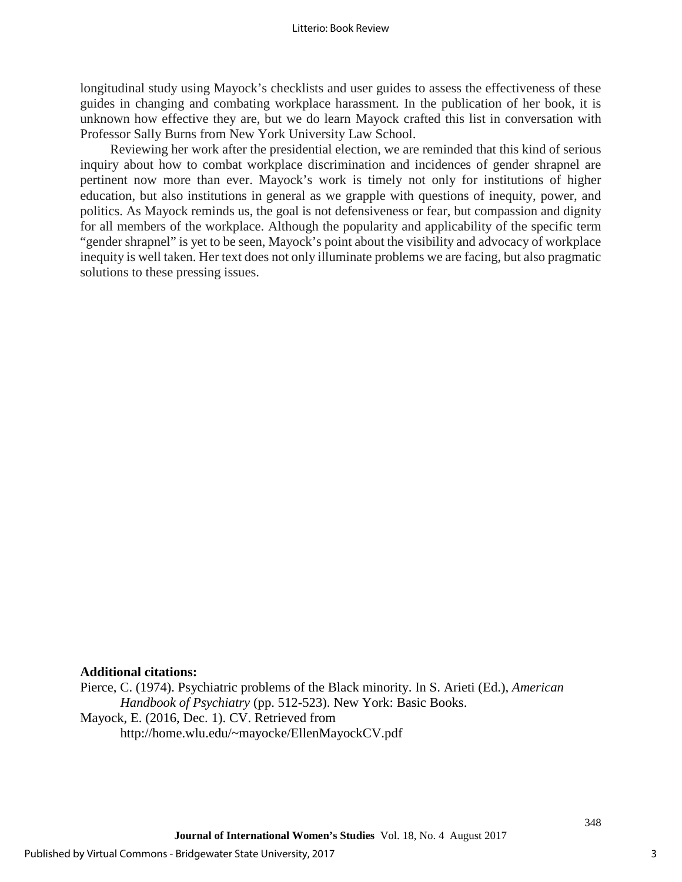longitudinal study using Mayock's checklists and user guides to assess the effectiveness of these guides in changing and combating workplace harassment. In the publication of her book, it is unknown how effective they are, but we do learn Mayock crafted this list in conversation with Professor Sally Burns from New York University Law School.

Reviewing her work after the presidential election, we are reminded that this kind of serious inquiry about how to combat workplace discrimination and incidences of gender shrapnel are pertinent now more than ever. Mayock's work is timely not only for institutions of higher education, but also institutions in general as we grapple with questions of inequity, power, and politics. As Mayock reminds us, the goal is not defensiveness or fear, but compassion and dignity for all members of the workplace. Although the popularity and applicability of the specific term "gender shrapnel" is yet to be seen, Mayock's point about the visibility and advocacy of workplace inequity is well taken. Her text does not only illuminate problems we are facing, but also pragmatic solutions to these pressing issues.

**Additional citations:**

Pierce, C. (1974). Psychiatric problems of the Black minority. In S. Arieti (Ed.), *American Handbook of Psychiatry* (pp. 512-523). New York: Basic Books.

Mayock, E. (2016, Dec. 1). CV. Retrieved from http://home.wlu.edu/~mayocke/EllenMayockCV.pdf